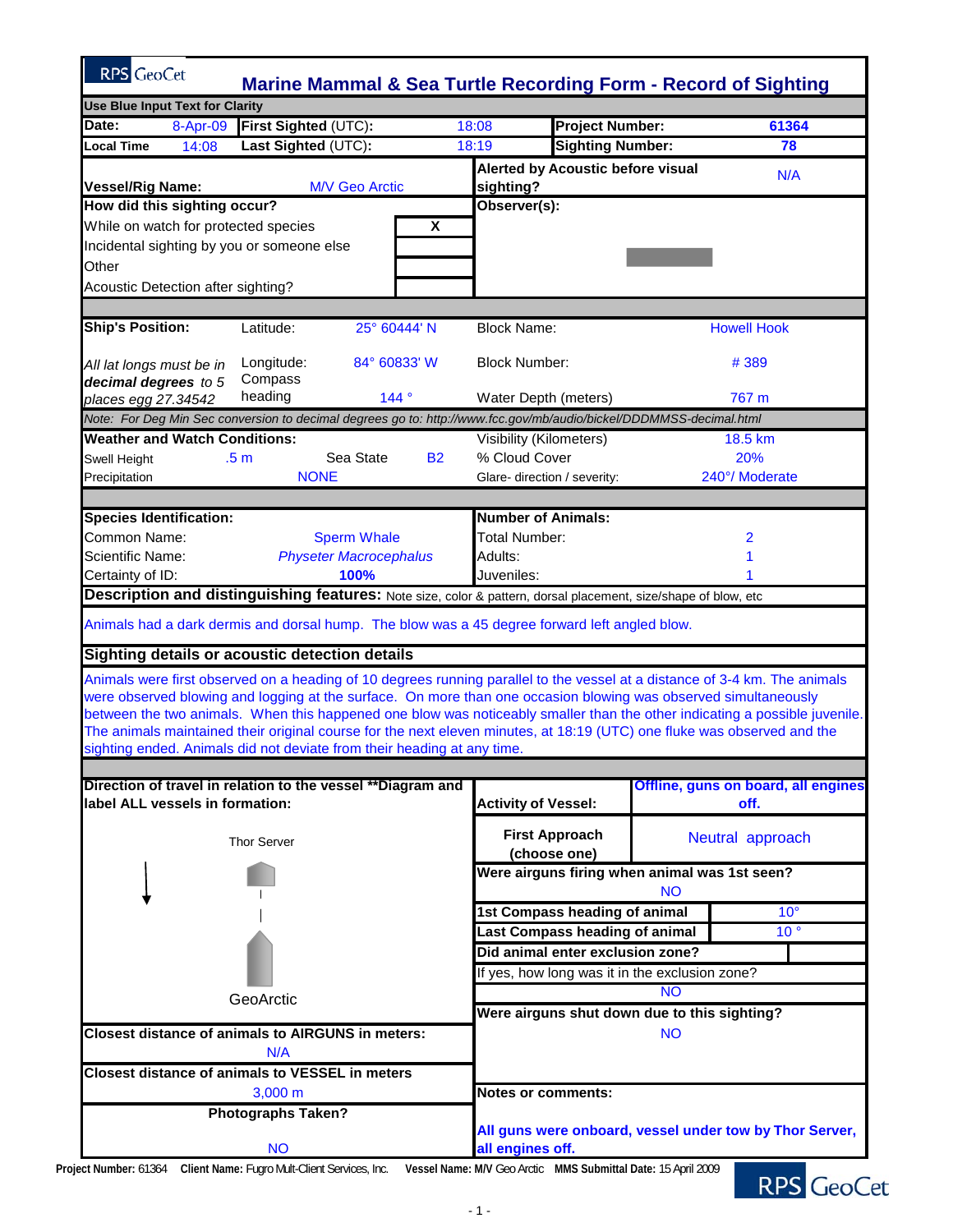# Marine Mammal & Sea Turtle Recording Form - Record of Sighting

**Use Blue Input Text for Clarity**

| | | | | | |
|---|---|---|---|---|---|
| **Date:** | 8-Apr-09 | **First Sighted** (UTC): | 18:08 | **Project Number:** | **61364** |
| **Local Time** | 14:08 | **Last Sighted** (UTC): | 18:19 | **Sighting Number:** | **78** |
| **Vessel/Rig Name:** | M/V Geo Arctic | | | **Alerted by Acoustic before visual sighting?** | N/A |

| **How did this sighting occur?** | | **Observer(s):** |
|---|---|---|
| While on watch for protected species | X | |
| Incidental sighting by you or someone else | | |
| Other | | |
| Acoustic Detection after sighting? | | |

| | | | | |
|---|---|---|---|---|
| **Ship's Position:** | Latitude: | 25° 60444' N | Block Name: | Howell Hook |
| *All lat longs must be in* ***decimal degrees*** *to 5 places egg 27.34542* | Longitude: | 84° 60833' W | Block Number: | # 389 |
| | Compass heading | 144 ° | Water Depth (meters) | 767 m |

*Note: For Deg Min Sec conversion to decimal degrees go to: http://www.fcc.gov/mb/audio/bickel/DDDMMSS-decimal.html*

| **Weather and Watch Conditions:** | | | | Visibility (Kilometers) | 18.5 km |
|---|---|---|---|---|---|
| Swell Height | .5 m | Sea State | B2 | % Cloud Cover | 20% |
| Precipitation | NONE | | | Glare- direction / severity: | 240°/ Moderate |

| **Species Identification:** | | **Number of Animals:** | |
|---|---|---|---|
| Common Name: | Sperm Whale | Total Number: | 2 |
| Scientific Name: | *Physeter Macrocephalus* | Adults: | 1 |
| Certainty of ID: | **100%** | Juveniles: | 1 |

**Description and distinguishing features:** Note size, color & pattern, dorsal placement, size/shape of blow, etc

Animals had a dark dermis and dorsal hump. The blow was a 45 degree forward left angled blow.

**Sighting details or acoustic detection details**

Animals were first observed on a heading of 10 degrees running parallel to the vessel at a distance of 3-4 km. The animals were observed blowing and logging at the surface. On more than one occasion blowing was observed simultaneously between the two animals. When this happened one blow was noticeably smaller than the other indicating a possible juvenile. The animals maintained their original course for the next eleven minutes, at 18:19 (UTC) one fluke was observed and the sighting ended. Animals did not deviate from their heading at any time.

**Direction of travel in relation to the vessel \*\*Diagram and label ALL vessels in formation:**

Thor Server

GeoArctic

| | |
|---|---|
| **Activity of Vessel:** | **Offline, guns on board, all engines off.** |
| **First Approach (choose one)** | Neutral approach |
| **Were airguns firing when animal was 1st seen?** | NO |
| **1st Compass heading of animal** | 10° |
| **Last Compass heading of animal** | 10 ° |
| **Did animal enter exclusion zone?** | |
| If yes, how long was it in the exclusion zone? | NO |
| **Were airguns shut down due to this sighting?** | NO |

**Closest distance of animals to AIRGUNS in meters:** N/A

**Closest distance of animals to VESSEL in meters** 3,000 m

**Photographs Taken?** NO

**Notes or comments:**

**All guns were onboard, vessel under tow by Thor Server, all engines off.**

**Project Number:** 61364 **Client Name:** Fugro Mult-Client Services, Inc. **Vessel Name:** M/V Geo Arctic **MMS Submittal Date:** 15 April 2009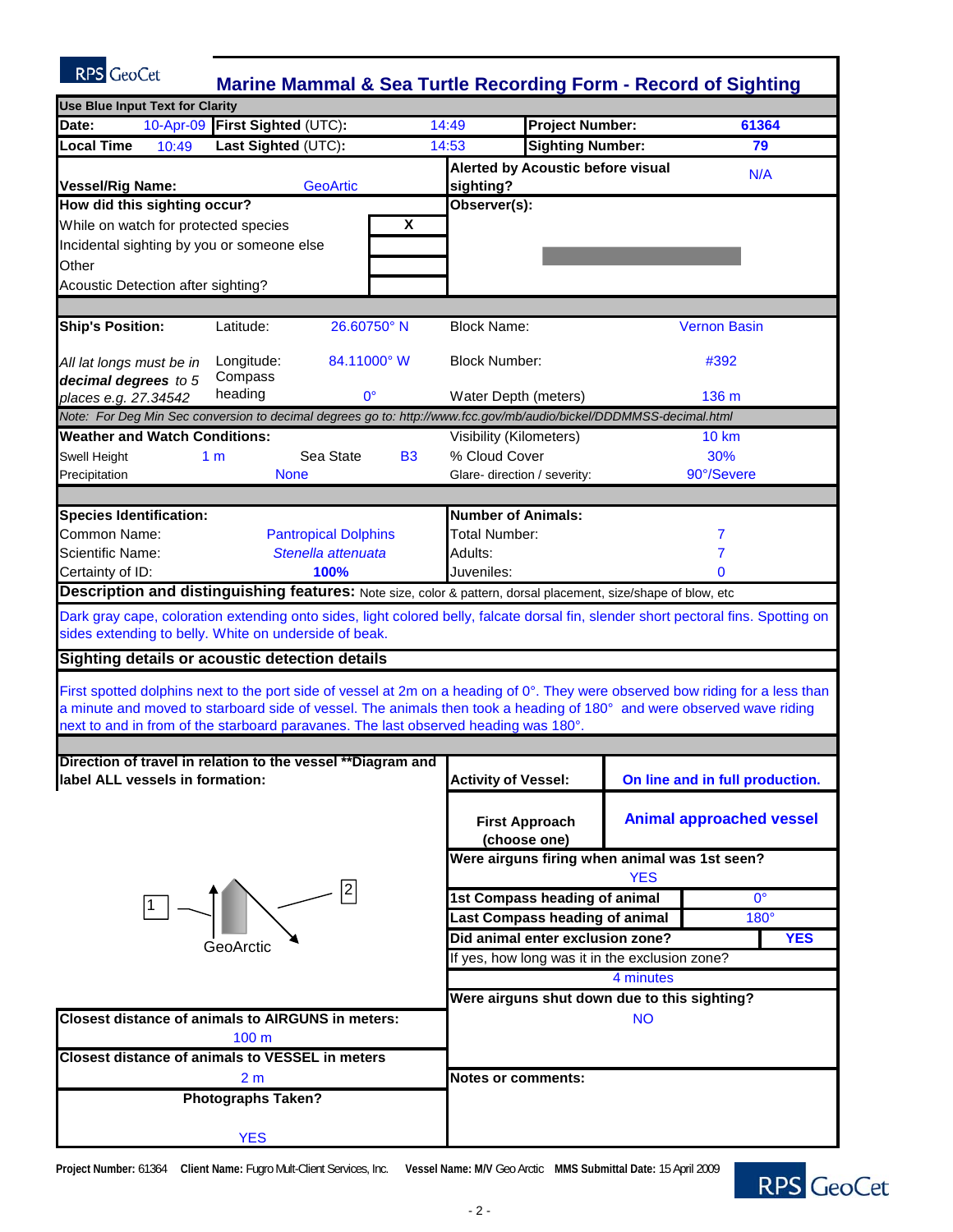RPS GeoCet

# Marine Mammal & Sea Turtle Recording Form - Record of Sighting

**Use Blue Input Text for Clarity**

| | | | | | |
|---|---|---|---|---|---|
| **Date:** | 10-Apr-09 | **First Sighted** (UTC): | 14:49 | **Project Number:** | 61364 |
| **Local Time** | 10:49 | **Last Sighted** (UTC): | 14:53 | **Sighting Number:** | 79 |
| **Vessel/Rig Name:** | GeoArtic | | | **Alerted by Acoustic before visual sighting?** | N/A |

**How did this sighting occur?**

| | |
|---|---|
| While on watch for protected species | X |
| Incidental sighting by you or someone else | |
| Other | |
| Acoustic Detection after sighting? | |

**Observer(s):**

| | | | | |
|---|---|---|---|---|
| **Ship's Position:** | Latitude: | 26.60750° N | Block Name: | Vernon Basin |
| *All lat longs must be in* ***decimal degrees*** *to 5 places e.g. 27.34542* | Longitude: | 84.11000° W | Block Number: | #392 |
| | Compass heading | 0° | Water Depth (meters) | 136 m |

*Note: For Deg Min Sec conversion to decimal degrees go to: http://www.fcc.gov/mb/audio/bickel/DDDMMSS-decimal.html*

| | | | | | |
|---|---|---|---|---|---|
| **Weather and Watch Conditions:** | | | | Visibility (Kilometers) | 10 km |
| Swell Height | 1 m | Sea State | B3 | % Cloud Cover | 30% |
| Precipitation | None | | | Glare- direction / severity: | 90°/Severe |

| | | | |
|---|---|---|---|
| **Species Identification:** | | **Number of Animals:** | |
| Common Name: | Pantropical Dolphins | Total Number: | 7 |
| Scientific Name: | *Stenella attenuata* | Adults: | 7 |
| Certainty of ID: | **100%** | Juveniles: | 0 |

**Description and distinguishing features:** Note size, color & pattern, dorsal placement, size/shape of blow, etc

Dark gray cape, coloration extending onto sides, light colored belly, falcate dorsal fin, slender short pectoral fins. Spotting on sides extending to belly. White on underside of beak.

**Sighting details or acoustic detection details**

First spotted dolphins next to the port side of vessel at 2m on a heading of 0°. They were observed bow riding for a less than a minute and moved to starboard side of vessel. The animals then took a heading of 180° and were observed wave riding next to and in from of the starboard paravanes. The last observed heading was 180°.

**Direction of travel in relation to the vessel \*\*Diagram and label ALL vessels in formation:**

1

2

GeoArctic

| | |
|---|---|
| **Activity of Vessel:** | **On line and in full production.** |
| **First Approach (choose one)** | **Animal approached vessel** |
| **Were airguns firing when animal was 1st seen?** | YES |
| **1st Compass heading of animal** | 0° |
| **Last Compass heading of animal** | 180° |
| **Did animal enter exclusion zone?** | **YES** |
| If yes, how long was it in the exclusion zone? | 4 minutes |
| **Were airguns shut down due to this sighting?** | NO |

**Closest distance of animals to AIRGUNS in meters:** 100 m

**Closest distance of animals to VESSEL in meters** 2 m

**Photographs Taken?** YES

**Notes or comments:**

**Project Number:** 61364 **Client Name:** Fugro Mult-Client Services, Inc. **Vessel Name: M/V** Geo Arctic **MMS Submittal Date:** 15 April 2009